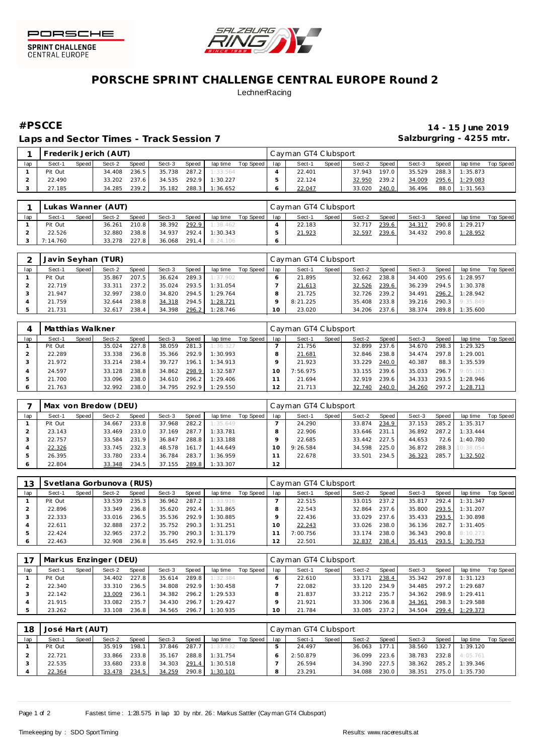# PORSCHE SPRINT CHALLENGE CENTRAL EUROPE Round 2

LechnerRacing

## #PSCCE

**14 - 15 June 2019**

**Laps and Sector Times - Track Session 7**

**Salzburgring - 4255 mtr.**

| 1 | Frederik Jerich (AUT) | | | | | | | | | Cayman GT4 Clubsport | | | | | | | | |
|---|---|---|---|---|---|---|---|---|---|---|---|---|---|---|---|---|---|---|
| lap | Sect-1 | Speed | Sect-2 | Speed | Sect-3 | Speed | lap time | Top Speed | lap | Sect-1 | Speed | Sect-2 | Speed | Sect-3 | Speed | lap time | Top Speed |
| 1 | Pit Out | | 34.408 | 236.5 | 35.738 | 287.2 | 1:33.564 | | 4 | 22.401 | | 37.943 | 197.0 | 35.529 | 288.3 | 1:35.873 | |
| 2 | 22.490 | | 33.202 | 237.6 | 34.535 | 292.9 | 1:30.227 | | 5 | 22.124 | | 32.950 | 239.2 | 34.009 | 295.6 | 1:29.083 | |
| 3 | 27.185 | | 34.285 | 239.2 | 35.182 | 288.3 | 1:36.652 | | 6 | 22.047 | | 33.020 | 240.0 | 36.496 | 88.0 | 1:31.563 | |

| 1 | Lukas Wanner (AUT) | | | | | | | | | Cayman GT4 Clubsport | | | | | | | | |
|---|---|---|---|---|---|---|---|---|---|---|---|---|---|---|---|---|---|---|
| lap | Sect-1 | Speed | Sect-2 | Speed | Sect-3 | Speed | lap time | Top Speed | lap | Sect-1 | Speed | Sect-2 | Speed | Sect-3 | Speed | lap time | Top Speed |
| 1 | Pit Out | | 36.261 | 210.8 | 38.392 | 292.9 | 1:38.462 | | 4 | 22.183 | | 32.717 | 239.6 | 34.317 | 290.8 | 1:29.217 | |
| 2 | 22.526 | | 32.880 | 238.8 | 34.937 | 292.4 | 1:30.343 | | 5 | 21.923 | | 32.597 | 239.6 | 34.432 | 290.8 | 1:28.952 | |
| 3 | 7:14.760 | | 33.278 | 227.8 | 36.068 | 291.4 | 8:24.106 | | 6 | | | | | | | | |

| 2 | Javin Seyhan (TUR) | | | | | | | | | Cayman GT4 Clubsport | | | | | | | | |
|---|---|---|---|---|---|---|---|---|---|---|---|---|---|---|---|---|---|---|
| lap | Sect-1 | Speed | Sect-2 | Speed | Sect-3 | Speed | lap time | Top Speed | lap | Sect-1 | Speed | Sect-2 | Speed | Sect-3 | Speed | lap time | Top Speed |
| 1 | Pit Out | | 35.867 | 207.5 | 36.624 | 289.3 | 1:37.902 | | 6 | 21.895 | | 32.662 | 238.8 | 34.400 | 295.6 | 1:28.957 | |
| 2 | 22.719 | | 33.311 | 237.2 | 35.024 | 293.5 | 1:31.054 | | 7 | 21.613 | | 32.526 | 239.6 | 36.239 | 294.5 | 1:30.378 | |
| 3 | 21.947 | | 32.997 | 238.0 | 34.820 | 294.5 | 1:29.764 | | 8 | 21.725 | | 32.726 | 239.2 | 34.491 | 296.2 | 1:28.942 | |
| 4 | 21.759 | | 32.644 | 238.8 | 34.318 | 294.5 | 1:28.721 | | 9 | 8:21.225 | | 35.408 | 233.8 | 39.216 | 290.3 | 9:35.849 | |
| 5 | 21.731 | | 32.617 | 238.4 | 34.398 | 296.2 | 1:28.746 | | 10 | 23.020 | | 34.206 | 237.6 | 38.374 | 289.8 | 1:35.600 | |

| 4 | Matthias Walkner | | | | | | | | | Cayman GT4 Clubsport | | | | | | | | |
|---|---|---|---|---|---|---|---|---|---|---|---|---|---|---|---|---|---|---|
| lap | Sect-1 | Speed | Sect-2 | Speed | Sect-3 | Speed | lap time | Top Speed | lap | Sect-1 | Speed | Sect-2 | Speed | Sect-3 | Speed | lap time | Top Speed |
| 1 | Pit Out | | 35.024 | 227.8 | 38.059 | 281.3 | 1:36.327 | | 7 | 21.756 | | 32.899 | 237.6 | 34.670 | 298.3 | 1:29.325 | |
| 2 | 22.289 | | 33.338 | 236.8 | 35.366 | 292.9 | 1:30.993 | | 8 | 21.681 | | 32.846 | 238.8 | 34.474 | 297.8 | 1:29.001 | |
| 3 | 21.972 | | 33.214 | 238.4 | 39.727 | 196.1 | 1:34.913 | | 9 | 21.923 | | 33.229 | 240.0 | 40.387 | 88.3 | 1:35.539 | |
| 4 | 24.597 | | 33.128 | 238.8 | 34.862 | 298.9 | 1:32.587 | | 10 | 7:56.975 | | 33.155 | 239.6 | 35.033 | 296.7 | 9:05.163 | |
| 5 | 21.700 | | 33.096 | 238.0 | 34.610 | 296.2 | 1:29.406 | | 11 | 21.694 | | 32.919 | 239.6 | 34.333 | 293.5 | 1:28.946 | |
| 6 | 21.763 | | 32.992 | 238.0 | 34.795 | 292.9 | 1:29.550 | | 12 | 21.713 | | 32.740 | 240.0 | 34.260 | 297.2 | 1:28.713 | |

| 7 | Max von Bredow (DEU) | | | | | | | | | Cayman GT4 Clubsport | | | | | | | | |
|---|---|---|---|---|---|---|---|---|---|---|---|---|---|---|---|---|---|---|
| lap | Sect-1 | Speed | Sect-2 | Speed | Sect-3 | Speed | lap time | Top Speed | lap | Sect-1 | Speed | Sect-2 | Speed | Sect-3 | Speed | lap time | Top Speed |
| 1 | Pit Out | | 34.667 | 233.8 | 37.968 | 282.2 | 1:35.649 | | 7 | 24.290 | | 33.874 | 234.9 | 37.153 | 285.2 | 1:35.317 | |
| 2 | 23.143 | | 33.469 | 233.0 | 37.169 | 287.7 | 1:33.781 | | 8 | 22.906 | | 33.646 | 231.1 | 36.892 | 287.2 | 1:33.444 | |
| 3 | 22.757 | | 33.584 | 231.9 | 36.847 | 288.8 | 1:33.188 | | 9 | 22.685 | | 33.442 | 227.5 | 44.653 | 72.6 | 1:40.780 | |
| 4 | 22.326 | | 33.745 | 232.3 | 48.578 | 161.7 | 1:44.649 | | 10 | 9:26.584 | | 34.598 | 225.0 | 36.872 | 288.3 | 10:38.054 | |
| 5 | 26.395 | | 33.780 | 233.4 | 36.784 | 283.7 | 1:36.959 | | 11 | 22.678 | | 33.501 | 234.5 | 36.323 | 285.7 | 1:32.502 | |
| 6 | 22.804 | | 33.348 | 234.5 | 37.155 | 289.8 | 1:33.307 | | 12 | | | | | | | | |

| 13 | Svetlana Gorbunova (RUS) | | | | | | | | | Cayman GT4 Clubsport | | | | | | | | |
|---|---|---|---|---|---|---|---|---|---|---|---|---|---|---|---|---|---|---|
| lap | Sect-1 | Speed | Sect-2 | Speed | Sect-3 | Speed | lap time | Top Speed | lap | Sect-1 | Speed | Sect-2 | Speed | Sect-3 | Speed | lap time | Top Speed |
| 1 | Pit Out | | 33.539 | 235.3 | 36.962 | 287.2 | 1:33.916 | | 7 | 22.515 | | 33.015 | 237.2 | 35.817 | 292.4 | 1:31.347 | |
| 2 | 22.896 | | 33.349 | 236.8 | 35.620 | 292.4 | 1:31.865 | | 8 | 22.543 | | 32.864 | 237.6 | 35.800 | 293.5 | 1:31.207 | |
| 3 | 22.333 | | 33.016 | 236.5 | 35.536 | 292.9 | 1:30.885 | | 9 | 22.436 | | 33.029 | 237.6 | 35.433 | 293.5 | 1:30.898 | |
| 4 | 22.611 | | 32.888 | 237.2 | 35.752 | 290.3 | 1:31.251 | | 10 | 22.243 | | 33.026 | 238.0 | 36.136 | 282.7 | 1:31.405 | |
| 5 | 22.424 | | 32.965 | 237.2 | 35.790 | 290.3 | 1:31.179 | | 11 | 7:00.756 | | 33.174 | 238.0 | 36.343 | 290.8 | 8:10.273 | |
| 6 | 22.463 | | 32.908 | 236.8 | 35.645 | 292.9 | 1:31.016 | | 12 | 22.501 | | 32.837 | 238.4 | 35.415 | 293.5 | 1:30.753 | |

| 17 | Markus Enzinger (DEU) | | | | | | | | | Cayman GT4 Clubsport | | | | | | | | |
|---|---|---|---|---|---|---|---|---|---|---|---|---|---|---|---|---|---|---|
| lap | Sect-1 | Speed | Sect-2 | Speed | Sect-3 | Speed | lap time | Top Speed | lap | Sect-1 | Speed | Sect-2 | Speed | Sect-3 | Speed | lap time | Top Speed |
| 1 | Pit Out | | 34.402 | 227.8 | 35.614 | 289.8 | 1:32.384 | | 6 | 22.610 | | 33.171 | 238.4 | 35.342 | 297.8 | 1:31.123 | |
| 2 | 22.340 | | 33.310 | 236.5 | 34.808 | 292.9 | 1:30.458 | | 7 | 22.082 | | 33.120 | 234.9 | 34.485 | 297.2 | 1:29.687 | |
| 3 | 22.142 | | 33.009 | 236.1 | 34.382 | 296.2 | 1:29.533 | | 8 | 21.837 | | 33.212 | 235.7 | 34.362 | 298.9 | 1:29.411 | |
| 4 | 21.915 | | 33.082 | 235.7 | 34.430 | 296.7 | 1:29.427 | | 9 | 21.921 | | 33.306 | 236.8 | 34.361 | 298.3 | 1:29.588 | |
| 5 | 23.262 | | 33.108 | 236.8 | 34.565 | 296.7 | 1:30.935 | | 10 | 21.784 | | 33.085 | 237.2 | 34.504 | 299.4 | 1:29.373 | |

| 18 | José Hart (AUT) | | | | | | | | | Cayman GT4 Clubsport | | | | | | | | |
|---|---|---|---|---|---|---|---|---|---|---|---|---|---|---|---|---|---|---|
| lap | Sect-1 | Speed | Sect-2 | Speed | Sect-3 | Speed | lap time | Top Speed | lap | Sect-1 | Speed | Sect-2 | Speed | Sect-3 | Speed | lap time | Top Speed |
| 1 | Pit Out | | 35.919 | 198.1 | 37.846 | 287.7 | 1:37.832 | | 5 | 24.497 | | 36.063 | 177.1 | 38.560 | 132.7 | 1:39.120 | |
| 2 | 22.721 | | 33.866 | 233.8 | 35.167 | 288.8 | 1:31.754 | | 6 | 2:50.879 | | 36.099 | 223.6 | 38.783 | 232.8 | 4:05.761 | |
| 3 | 22.535 | | 33.680 | 233.8 | 34.303 | 291.4 | 1:30.518 | | 7 | 26.594 | | 34.390 | 227.5 | 38.362 | 285.2 | 1:39.346 | |
| 4 | 22.364 | | 33.478 | 234.5 | 34.259 | 290.8 | 1:30.101 | | 8 | 23.291 | | 34.088 | 230.0 | 38.351 | 275.0 | 1:35.730 | |

Fastest time : 1:28.575 in lap 10 by nbr. 26 : Markus Sattler (Cayman GT4 Clubsport)

Timekeeping by : SDO SportTiming

Results: www.raceresults.at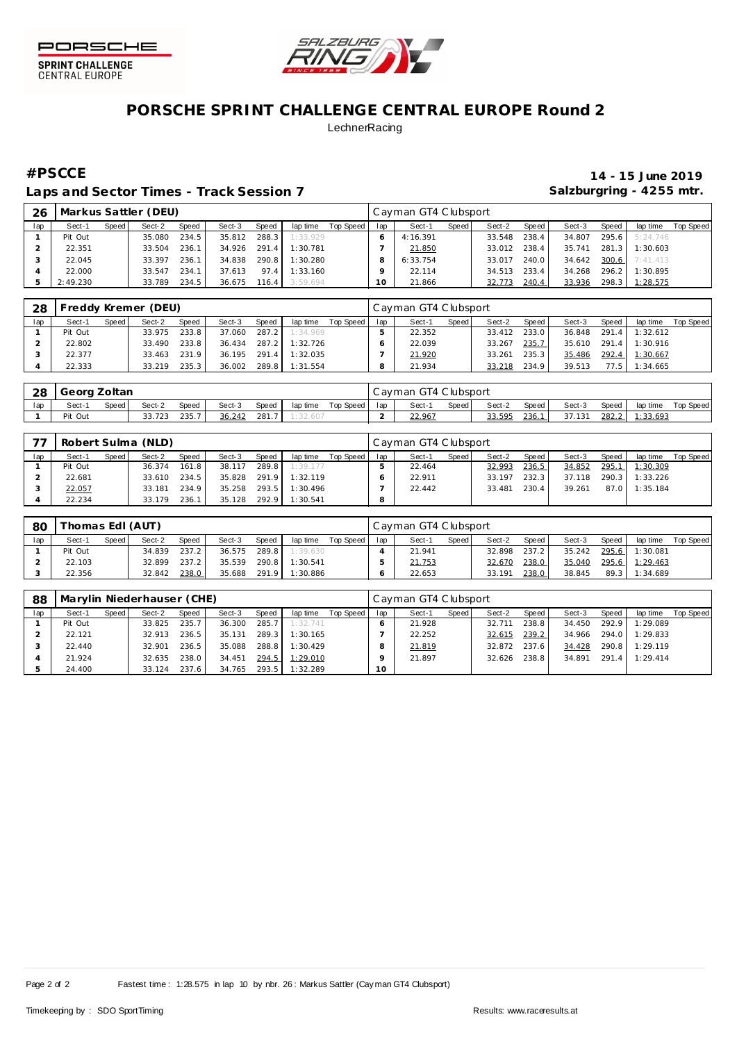# PORSCHE SPRINT CHALLENGE CENTRAL EUROPE Round 2

LechnerRacing

## #PSCCE

**14 - 15 June 2019**

**Laps and Sector Times - Track Session 7**

**Salzburgring - 4255 mtr.**

| 26 | Markus Sattler (DEU) | | | | | | | | | Cayman GT4 Clubsport | | | | | | | | |
|---|---|---|---|---|---|---|---|---|---|---|---|---|---|---|---|---|---|---|
| lap | Sect-1 | Speed | Sect-2 | Speed | Sect-3 | Speed | lap time | Top Speed | lap | Sect-1 | Speed | Sect-2 | Speed | Sect-3 | Speed | lap time | Top Speed |
| 1 | Pit Out | | 35.080 | 234.5 | 35.812 | 288.3 | 1:33.929 | | 6 | 4:16.391 | | 33.548 | 238.4 | 34.807 | 295.6 | 5:24.746 | |
| 2 | 22.351 | | 33.504 | 236.1 | 34.926 | 291.4 | 1:30.781 | | 7 | 21.850 | | 33.012 | 238.4 | 35.741 | 281.3 | 1:30.603 | |
| 3 | 22.045 | | 33.397 | 236.1 | 34.838 | 290.8 | 1:30.280 | | 8 | 6:33.754 | | 33.017 | 240.0 | 34.642 | 300.6 | 7:41.413 | |
| 4 | 22.000 | | 33.547 | 234.1 | 37.613 | 97.4 | 1:33.160 | | 9 | 22.114 | | 34.513 | 233.4 | 34.268 | 296.2 | 1:30.895 | |
| 5 | 2:49.230 | | 33.789 | 234.5 | 36.675 | 116.4 | 3:59.694 | | 10 | 21.866 | | 32.773 | 240.4 | 33.936 | 298.3 | 1:28.575 | |

| 28 | Freddy Kremer (DEU) | | | | | | | | | Cayman GT4 Clubsport | | | | | | | | |
|---|---|---|---|---|---|---|---|---|---|---|---|---|---|---|---|---|---|---|
| lap | Sect-1 | Speed | Sect-2 | Speed | Sect-3 | Speed | lap time | Top Speed | lap | Sect-1 | Speed | Sect-2 | Speed | Sect-3 | Speed | lap time | Top Speed |
| 1 | Pit Out | | 33.975 | 233.8 | 37.060 | 287.2 | 1:34.969 | | 5 | 22.352 | | 33.412 | 233.0 | 36.848 | 291.4 | 1:32.612 | |
| 2 | 22.802 | | 33.490 | 233.8 | 36.434 | 287.2 | 1:32.726 | | 6 | 22.039 | | 33.267 | 235.7 | 35.610 | 291.4 | 1:30.916 | |
| 3 | 22.377 | | 33.463 | 231.9 | 36.195 | 291.4 | 1:32.035 | | 7 | 21.920 | | 33.261 | 235.3 | 35.486 | 292.4 | 1:30.667 | |
| 4 | 22.333 | | 33.219 | 235.3 | 36.002 | 289.8 | 1:31.554 | | 8 | 21.934 | | 33.218 | 234.9 | 39.513 | 77.5 | 1:34.665 | |

| 28 | Georg Zoltan | | | | | | | | | Cayman GT4 Clubsport | | | | | | | | |
|---|---|---|---|---|---|---|---|---|---|---|---|---|---|---|---|---|---|---|
| lap | Sect-1 | Speed | Sect-2 | Speed | Sect-3 | Speed | lap time | Top Speed | lap | Sect-1 | Speed | Sect-2 | Speed | Sect-3 | Speed | lap time | Top Speed |
| 1 | Pit Out | | 33.723 | 235.7 | 36.242 | 281.7 | 1:32.607 | | 2 | 22.967 | | 33.595 | 236.1 | 37.131 | 282.2 | 1:33.693 | |

| 77 | Robert Sulma (NLD) | | | | | | | | | Cayman GT4 Clubsport | | | | | | | | |
|---|---|---|---|---|---|---|---|---|---|---|---|---|---|---|---|---|---|---|
| lap | Sect-1 | Speed | Sect-2 | Speed | Sect-3 | Speed | lap time | Top Speed | lap | Sect-1 | Speed | Sect-2 | Speed | Sect-3 | Speed | lap time | Top Speed |
| 1 | Pit Out | | 36.374 | 161.8 | 38.117 | 289.8 | 1:39.177 | | 5 | 22.464 | | 32.993 | 236.5 | 34.852 | 295.1 | 1:30.309 | |
| 2 | 22.681 | | 33.610 | 234.5 | 35.828 | 291.9 | 1:32.119 | | 6 | 22.911 | | 33.197 | 232.3 | 37.118 | 290.3 | 1:33.226 | |
| 3 | 22.057 | | 33.181 | 234.9 | 35.258 | 293.5 | 1:30.496 | | 7 | 22.442 | | 33.481 | 230.4 | 39.261 | 87.0 | 1:35.184 | |
| 4 | 22.234 | | 33.179 | 236.1 | 35.128 | 292.9 | 1:30.541 | | 8 | | | | | | | | |

| 80 | Thomas Edl (AUT) | | | | | | | | | Cayman GT4 Clubsport | | | | | | | | |
|---|---|---|---|---|---|---|---|---|---|---|---|---|---|---|---|---|---|---|
| lap | Sect-1 | Speed | Sect-2 | Speed | Sect-3 | Speed | lap time | Top Speed | lap | Sect-1 | Speed | Sect-2 | Speed | Sect-3 | Speed | lap time | Top Speed |
| 1 | Pit Out | | 34.839 | 237.2 | 36.575 | 289.8 | 1:39.630 | | 4 | 21.941 | | 32.898 | 237.2 | 35.242 | 295.6 | 1:30.081 | |
| 2 | 22.103 | | 32.899 | 237.2 | 35.539 | 290.8 | 1:30.541 | | 5 | 21.753 | | 32.670 | 238.0 | 35.040 | 295.6 | 1:29.463 | |
| 3 | 22.356 | | 32.842 | 238.0 | 35.688 | 291.9 | 1:30.886 | | 6 | 22.653 | | 33.191 | 238.0 | 38.845 | 89.3 | 1:34.689 | |

| 88 | Marylin Niederhauser (CHE) | | | | | | | | | Cayman GT4 Clubsport | | | | | | | | |
|---|---|---|---|---|---|---|---|---|---|---|---|---|---|---|---|---|---|---|
| lap | Sect-1 | Speed | Sect-2 | Speed | Sect-3 | Speed | lap time | Top Speed | lap | Sect-1 | Speed | Sect-2 | Speed | Sect-3 | Speed | lap time | Top Speed |
| 1 | Pit Out | | 33.825 | 235.7 | 36.300 | 285.7 | 1:32.741 | | 6 | 21.928 | | 32.711 | 238.8 | 34.450 | 292.9 | 1:29.089 | |
| 2 | 22.121 | | 32.913 | 236.5 | 35.131 | 289.3 | 1:30.165 | | 7 | 22.252 | | 32.615 | 239.2 | 34.966 | 294.0 | 1:29.833 | |
| 3 | 22.440 | | 32.901 | 236.5 | 35.088 | 288.8 | 1:30.429 | | 8 | 21.819 | | 32.872 | 237.6 | 34.428 | 290.8 | 1:29.119 | |
| 4 | 21.924 | | 32.635 | 238.0 | 34.451 | 294.5 | 1:29.010 | | 9 | 21.897 | | 32.626 | 238.8 | 34.891 | 291.4 | 1:29.414 | |
| 5 | 24.400 | | 33.124 | 237.6 | 34.765 | 293.5 | 1:32.289 | | 10 | | | | | | | | |

Fastest time : 1:28.575 in lap 10 by nbr. 26 : Markus Sattler (Cayman GT4 Clubsport)

Timekeeping by : SDO SportTiming

Results: www.raceresults.at